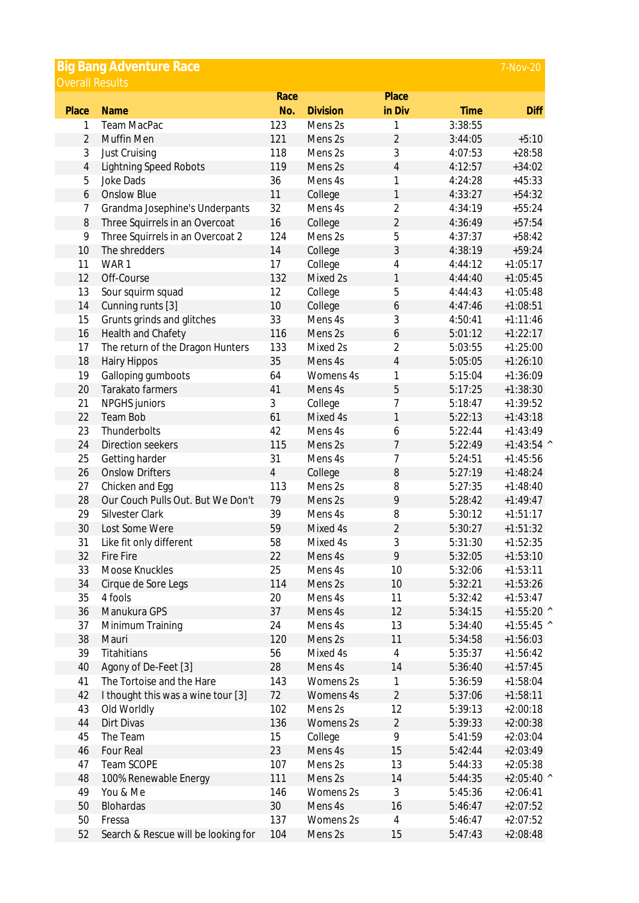# Big Bang Adventure Race

7-Nov-20

## Overall Results

| Place | Name | Race No. | Division | Place in Div | Time | Diff |
|---|---|---|---|---|---|---|
| 1 | Team MacPac | 123 | Mens 2s | 1 | 3:38:55 | |
| 2 | Muffin Men | 121 | Mens 2s | 2 | 3:44:05 | +5:10 |
| 3 | Just Cruising | 118 | Mens 2s | 3 | 4:07:53 | +28:58 |
| 4 | Lightning Speed Robots | 119 | Mens 2s | 4 | 4:12:57 | +34:02 |
| 5 | Joke Dads | 36 | Mens 4s | 1 | 4:24:28 | +45:33 |
| 6 | Onslow Blue | 11 | College | 1 | 4:33:27 | +54:32 |
| 7 | Grandma Josephine's Underpants | 32 | Mens 4s | 2 | 4:34:19 | +55:24 |
| 8 | Three Squirrels in an Overcoat | 16 | College | 2 | 4:36:49 | +57:54 |
| 9 | Three Squirrels in an Overcoat 2 | 124 | Mens 2s | 5 | 4:37:37 | +58:42 |
| 10 | The shredders | 14 | College | 3 | 4:38:19 | +59:24 |
| 11 | WAR 1 | 17 | College | 4 | 4:44:12 | +1:05:17 |
| 12 | Off-Course | 132 | Mixed 2s | 1 | 4:44:40 | +1:05:45 |
| 13 | Sour squirm squad | 12 | College | 5 | 4:44:43 | +1:05:48 |
| 14 | Cunning runts [3] | 10 | College | 6 | 4:47:46 | +1:08:51 |
| 15 | Grunts grinds and glitches | 33 | Mens 4s | 3 | 4:50:41 | +1:11:46 |
| 16 | Health and Chafety | 116 | Mens 2s | 6 | 5:01:12 | +1:22:17 |
| 17 | The return of the Dragon Hunters | 133 | Mixed 2s | 2 | 5:03:55 | +1:25:00 |
| 18 | Hairy Hippos | 35 | Mens 4s | 4 | 5:05:05 | +1:26:10 |
| 19 | Galloping gumboots | 64 | Womens 4s | 1 | 5:15:04 | +1:36:09 |
| 20 | Tarakato farmers | 41 | Mens 4s | 5 | 5:17:25 | +1:38:30 |
| 21 | NPGHS juniors | 3 | College | 7 | 5:18:47 | +1:39:52 |
| 22 | Team Bob | 61 | Mixed 4s | 1 | 5:22:13 | +1:43:18 |
| 23 | Thunderbolts | 42 | Mens 4s | 6 | 5:22:44 | +1:43:49 |
| 24 | Direction seekers | 115 | Mens 2s | 7 | 5:22:49 | +1:43:54 ^ |
| 25 | Getting harder | 31 | Mens 4s | 7 | 5:24:51 | +1:45:56 |
| 26 | Onslow Drifters | 4 | College | 8 | 5:27:19 | +1:48:24 |
| 27 | Chicken and Egg | 113 | Mens 2s | 8 | 5:27:35 | +1:48:40 |
| 28 | Our Couch Pulls Out. But We Don't | 79 | Mens 2s | 9 | 5:28:42 | +1:49:47 |
| 29 | Silvester Clark | 39 | Mens 4s | 8 | 5:30:12 | +1:51:17 |
| 30 | Lost Some Were | 59 | Mixed 4s | 2 | 5:30:27 | +1:51:32 |
| 31 | Like fit only different | 58 | Mixed 4s | 3 | 5:31:30 | +1:52:35 |
| 32 | Fire Fire | 22 | Mens 4s | 9 | 5:32:05 | +1:53:10 |
| 33 | Moose Knuckles | 25 | Mens 4s | 10 | 5:32:06 | +1:53:11 |
| 34 | Cirque de Sore Legs | 114 | Mens 2s | 10 | 5:32:21 | +1:53:26 |
| 35 | 4 fools | 20 | Mens 4s | 11 | 5:32:42 | +1:53:47 |
| 36 | Manukura GPS | 37 | Mens 4s | 12 | 5:34:15 | +1:55:20 ^ |
| 37 | Minimum Training | 24 | Mens 4s | 13 | 5:34:40 | +1:55:45 ^ |
| 38 | Mauri | 120 | Mens 2s | 11 | 5:34:58 | +1:56:03 |
| 39 | Titahitians | 56 | Mixed 4s | 4 | 5:35:37 | +1:56:42 |
| 40 | Agony of De-Feet [3] | 28 | Mens 4s | 14 | 5:36:40 | +1:57:45 |
| 41 | The Tortoise and the Hare | 143 | Womens 2s | 1 | 5:36:59 | +1:58:04 |
| 42 | I thought this was a wine tour [3] | 72 | Womens 4s | 2 | 5:37:06 | +1:58:11 |
| 43 | Old Worldly | 102 | Mens 2s | 12 | 5:39:13 | +2:00:18 |
| 44 | Dirt Divas | 136 | Womens 2s | 2 | 5:39:33 | +2:00:38 |
| 45 | The Team | 15 | College | 9 | 5:41:59 | +2:03:04 |
| 46 | Four Real | 23 | Mens 4s | 15 | 5:42:44 | +2:03:49 |
| 47 | Team SCOPE | 107 | Mens 2s | 13 | 5:44:33 | +2:05:38 |
| 48 | 100% Renewable Energy | 111 | Mens 2s | 14 | 5:44:35 | +2:05:40 ^ |
| 49 | You & Me | 146 | Womens 2s | 3 | 5:45:36 | +2:06:41 |
| 50 | Blohardas | 30 | Mens 4s | 16 | 5:46:47 | +2:07:52 |
| 50 | Fressa | 137 | Womens 2s | 4 | 5:46:47 | +2:07:52 |
| 52 | Search & Rescue will be looking for | 104 | Mens 2s | 15 | 5:47:43 | +2:08:48 |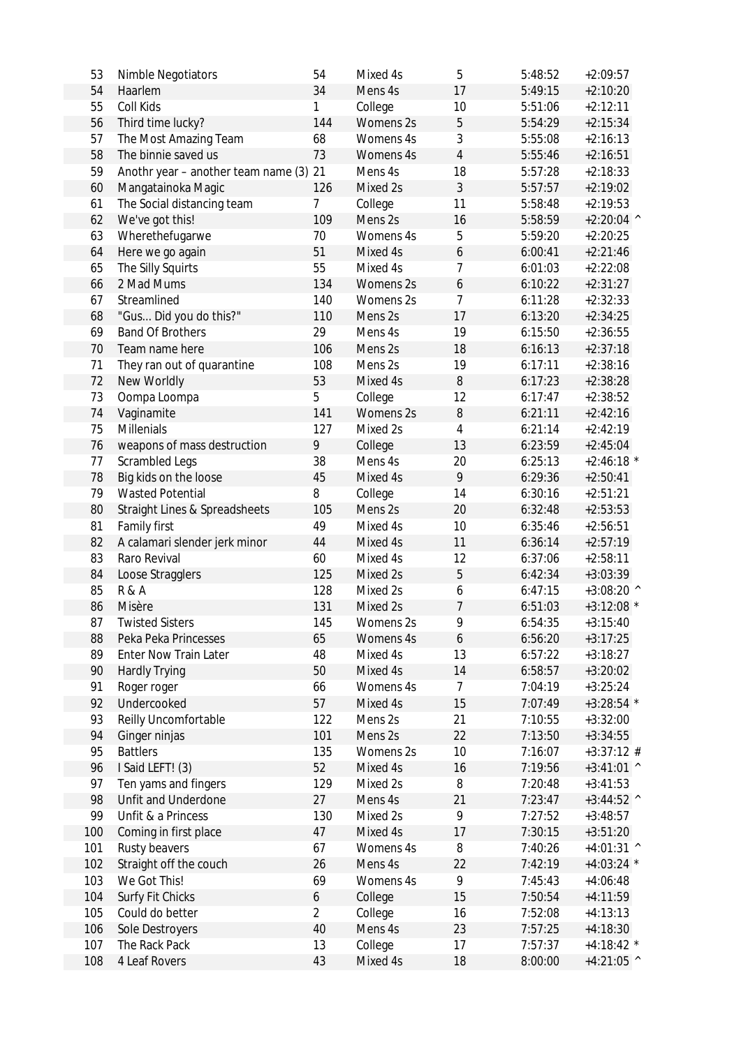| 53 | Nimble Negotiators | 54 | Mixed 4s | 5 | 5:48:52 | +2:09:57 |
|---|---|---|---|---|---|---|
| 54 | Haarlem | 34 | Mens 4s | 17 | 5:49:15 | +2:10:20 |
| 55 | Coll Kids | 1 | College | 10 | 5:51:06 | +2:12:11 |
| 56 | Third time lucky? | 144 | Womens 2s | 5 | 5:54:29 | +2:15:34 |
| 57 | The Most Amazing Team | 68 | Womens 4s | 3 | 5:55:08 | +2:16:13 |
| 58 | The binnie saved us | 73 | Womens 4s | 4 | 5:55:46 | +2:16:51 |
| 59 | Anothr year – another team name (3) | 21 | Mens 4s | 18 | 5:57:28 | +2:18:33 |
| 60 | Mangatainoka Magic | 126 | Mixed 2s | 3 | 5:57:57 | +2:19:02 |
| 61 | The Social distancing team | 7 | College | 11 | 5:58:48 | +2:19:53 |
| 62 | We've got this! | 109 | Mens 2s | 16 | 5:58:59 | +2:20:04 ^ |
| 63 | Wherethefugarwe | 70 | Womens 4s | 5 | 5:59:20 | +2:20:25 |
| 64 | Here we go again | 51 | Mixed 4s | 6 | 6:00:41 | +2:21:46 |
| 65 | The Silly Squirts | 55 | Mixed 4s | 7 | 6:01:03 | +2:22:08 |
| 66 | 2 Mad Mums | 134 | Womens 2s | 6 | 6:10:22 | +2:31:27 |
| 67 | Streamlined | 140 | Womens 2s | 7 | 6:11:28 | +2:32:33 |
| 68 | "Gus... Did you do this?" | 110 | Mens 2s | 17 | 6:13:20 | +2:34:25 |
| 69 | Band Of Brothers | 29 | Mens 4s | 19 | 6:15:50 | +2:36:55 |
| 70 | Team name here | 106 | Mens 2s | 18 | 6:16:13 | +2:37:18 |
| 71 | They ran out of quarantine | 108 | Mens 2s | 19 | 6:17:11 | +2:38:16 |
| 72 | New Worldly | 53 | Mixed 4s | 8 | 6:17:23 | +2:38:28 |
| 73 | Oompa Loompa | 5 | College | 12 | 6:17:47 | +2:38:52 |
| 74 | Vaginamite | 141 | Womens 2s | 8 | 6:21:11 | +2:42:16 |
| 75 | Millenials | 127 | Mixed 2s | 4 | 6:21:14 | +2:42:19 |
| 76 | weapons of mass destruction | 9 | College | 13 | 6:23:59 | +2:45:04 |
| 77 | Scrambled Legs | 38 | Mens 4s | 20 | 6:25:13 | +2:46:18 * |
| 78 | Big kids on the loose | 45 | Mixed 4s | 9 | 6:29:36 | +2:50:41 |
| 79 | Wasted Potential | 8 | College | 14 | 6:30:16 | +2:51:21 |
| 80 | Straight Lines & Spreadsheets | 105 | Mens 2s | 20 | 6:32:48 | +2:53:53 |
| 81 | Family first | 49 | Mixed 4s | 10 | 6:35:46 | +2:56:51 |
| 82 | A calamari slender jerk minor | 44 | Mixed 4s | 11 | 6:36:14 | +2:57:19 |
| 83 | Raro Revival | 60 | Mixed 4s | 12 | 6:37:06 | +2:58:11 |
| 84 | Loose Stragglers | 125 | Mixed 2s | 5 | 6:42:34 | +3:03:39 |
| 85 | R & A | 128 | Mixed 2s | 6 | 6:47:15 | +3:08:20 ^ |
| 86 | Misère | 131 | Mixed 2s | 7 | 6:51:03 | +3:12:08 * |
| 87 | Twisted Sisters | 145 | Womens 2s | 9 | 6:54:35 | +3:15:40 |
| 88 | Peka Peka Princesses | 65 | Womens 4s | 6 | 6:56:20 | +3:17:25 |
| 89 | Enter Now Train Later | 48 | Mixed 4s | 13 | 6:57:22 | +3:18:27 |
| 90 | Hardly Trying | 50 | Mixed 4s | 14 | 6:58:57 | +3:20:02 |
| 91 | Roger roger | 66 | Womens 4s | 7 | 7:04:19 | +3:25:24 |
| 92 | Undercooked | 57 | Mixed 4s | 15 | 7:07:49 | +3:28:54 * |
| 93 | Reilly Uncomfortable | 122 | Mens 2s | 21 | 7:10:55 | +3:32:00 |
| 94 | Ginger ninjas | 101 | Mens 2s | 22 | 7:13:50 | +3:34:55 |
| 95 | Battlers | 135 | Womens 2s | 10 | 7:16:07 | +3:37:12 # |
| 96 | I Said LEFT! (3) | 52 | Mixed 4s | 16 | 7:19:56 | +3:41:01 ^ |
| 97 | Ten yams and fingers | 129 | Mixed 2s | 8 | 7:20:48 | +3:41:53 |
| 98 | Unfit and Underdone | 27 | Mens 4s | 21 | 7:23:47 | +3:44:52 ^ |
| 99 | Unfit & a Princess | 130 | Mixed 2s | 9 | 7:27:52 | +3:48:57 |
| 100 | Coming in first place | 47 | Mixed 4s | 17 | 7:30:15 | +3:51:20 |
| 101 | Rusty beavers | 67 | Womens 4s | 8 | 7:40:26 | +4:01:31 ^ |
| 102 | Straight off the couch | 26 | Mens 4s | 22 | 7:42:19 | +4:03:24 * |
| 103 | We Got This! | 69 | Womens 4s | 9 | 7:45:43 | +4:06:48 |
| 104 | Surfy Fit Chicks | 6 | College | 15 | 7:50:54 | +4:11:59 |
| 105 | Could do better | 2 | College | 16 | 7:52:08 | +4:13:13 |
| 106 | Sole Destroyers | 40 | Mens 4s | 23 | 7:57:25 | +4:18:30 |
| 107 | The Rack Pack | 13 | College | 17 | 7:57:37 | +4:18:42 * |
| 108 | 4 Leaf Rovers | 43 | Mixed 4s | 18 | 8:00:00 | +4:21:05 ^ |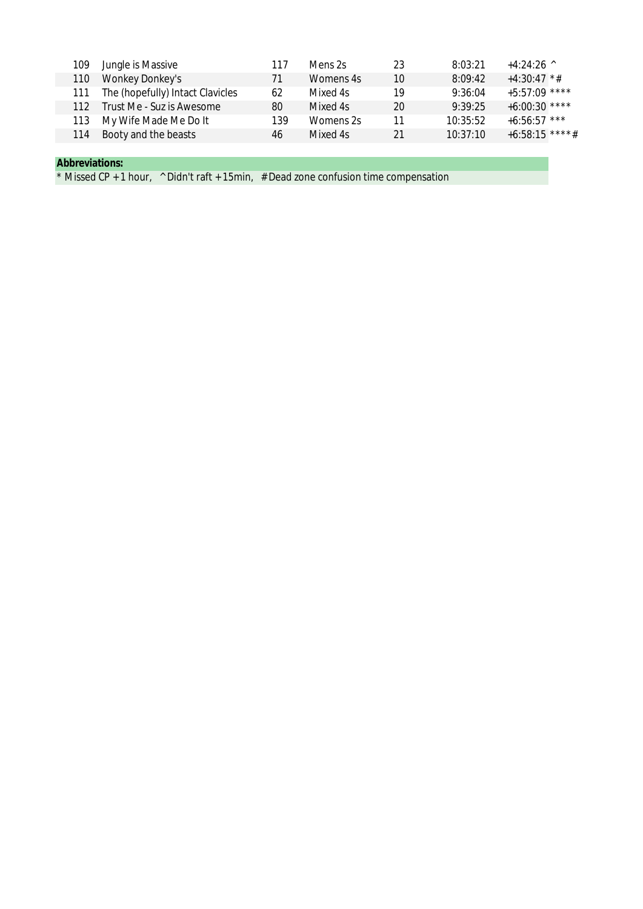| | | | | | | |
|---|---|---|---|---|---|---|
| 109 | Jungle is Massive | 117 | Mens 2s | 23 | 8:03:21 | +4:24:26 ^ |
| 110 | Wonkey Donkey's | 71 | Womens 4s | 10 | 8:09:42 | +4:30:47 *# |
| 111 | The (hopefully) Intact Clavicles | 62 | Mixed 4s | 19 | 9:36:04 | +5:57:09 **** |
| 112 | Trust Me - Suz is Awesome | 80 | Mixed 4s | 20 | 9:39:25 | +6:00:30 **** |
| 113 | My Wife Made Me Do It | 139 | Womens 2s | 11 | 10:35:52 | +6:56:57 *** |
| 114 | Booty and the beasts | 46 | Mixed 4s | 21 | 10:37:10 | +6:58:15 ****# |

**Abbreviations:**

* Missed CP +1 hour, ^Didn't raft +15min, #Dead zone confusion time compensation